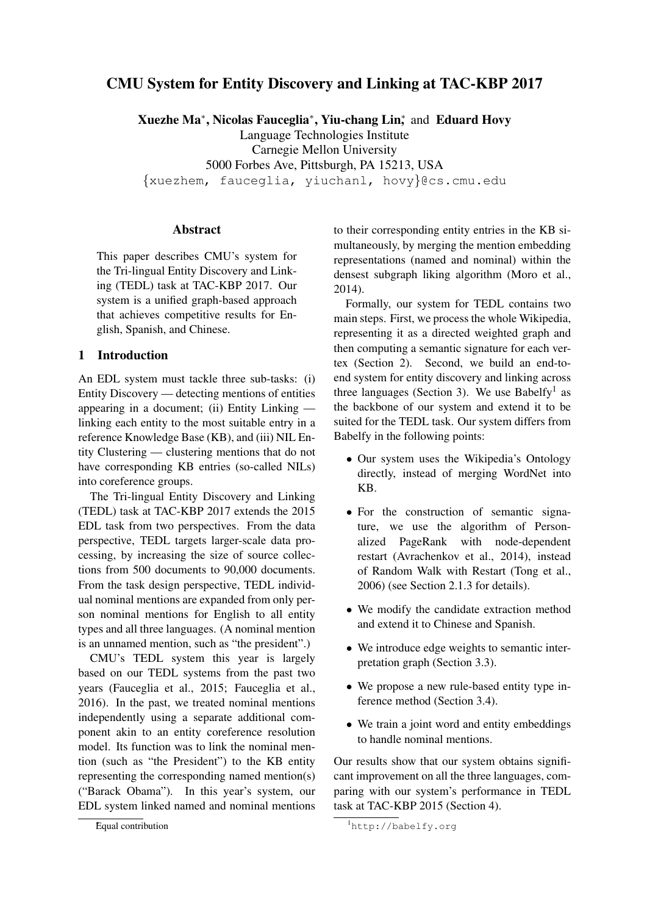# CMU System for Entity Discovery and Linking at TAC-KBP 2017

**Xuezhe Ma***, **Nicolas Fauceglia***, **Yiu-chang Lin*** and **Eduard Hovy**
Language Technologies Institute
Carnegie Mellon University
5000 Forbes Ave, Pittsburgh, PA 15213, USA
{xuezhem, fauceglia, yiuchanl, hovy}@cs.cmu.edu

## Abstract

This paper describes CMU's system for the Tri-lingual Entity Discovery and Linking (TEDL) task at TAC-KBP 2017. Our system is a unified graph-based approach that achieves competitive results for English, Spanish, and Chinese.

## 1 Introduction

An EDL system must tackle three sub-tasks: (i) Entity Discovery — detecting mentions of entities appearing in a document; (ii) Entity Linking — linking each entity to the most suitable entry in a reference Knowledge Base (KB), and (iii) NIL Entity Clustering — clustering mentions that do not have corresponding KB entries (so-called NILs) into coreference groups.

The Tri-lingual Entity Discovery and Linking (TEDL) task at TAC-KBP 2017 extends the 2015 EDL task from two perspectives. From the data perspective, TEDL targets larger-scale data processing, by increasing the size of source collections from 500 documents to 90,000 documents. From the task design perspective, TEDL individual nominal mentions are expanded from only person nominal mentions for English to all entity types and all three languages. (A nominal mention is an unnamed mention, such as "the president".)

CMU's TEDL system this year is largely based on our TEDL systems from the past two years (Fauceglia et al., 2015; Fauceglia et al., 2016). In the past, we treated nominal mentions independently using a separate additional component akin to an entity coreference resolution model. Its function was to link the nominal mention (such as "the President") to the KB entity representing the corresponding named mention(s) ("Barack Obama"). In this year's system, our EDL system linked named and nominal mentions to their corresponding entity entries in the KB simultaneously, by merging the mention embedding representations (named and nominal) within the densest subgraph liking algorithm (Moro et al., 2014).

Formally, our system for TEDL contains two main steps. First, we process the whole Wikipedia, representing it as a directed weighted graph and then computing a semantic signature for each vertex (Section 2). Second, we build an end-to-end system for entity discovery and linking across three languages (Section 3). We use Babelfy[1] as the backbone of our system and extend it to be suited for the TEDL task. Our system differs from Babelfy in the following points:

- Our system uses the Wikipedia's Ontology directly, instead of merging WordNet into KB.
- For the construction of semantic signature, we use the algorithm of Personalized PageRank with node-dependent restart (Avrachenkov et al., 2014), instead of Random Walk with Restart (Tong et al., 2006) (see Section 2.1.3 for details).
- We modify the candidate extraction method and extend it to Chinese and Spanish.
- We introduce edge weights to semantic interpretation graph (Section 3.3).
- We propose a new rule-based entity type inference method (Section 3.4).
- We train a joint word and entity embeddings to handle nominal mentions.

Our results show that our system obtains significant improvement on all the three languages, comparing with our system's performance in TEDL task at TAC-KBP 2015 (Section 4).

*Equal contribution

[1] http://babelfy.org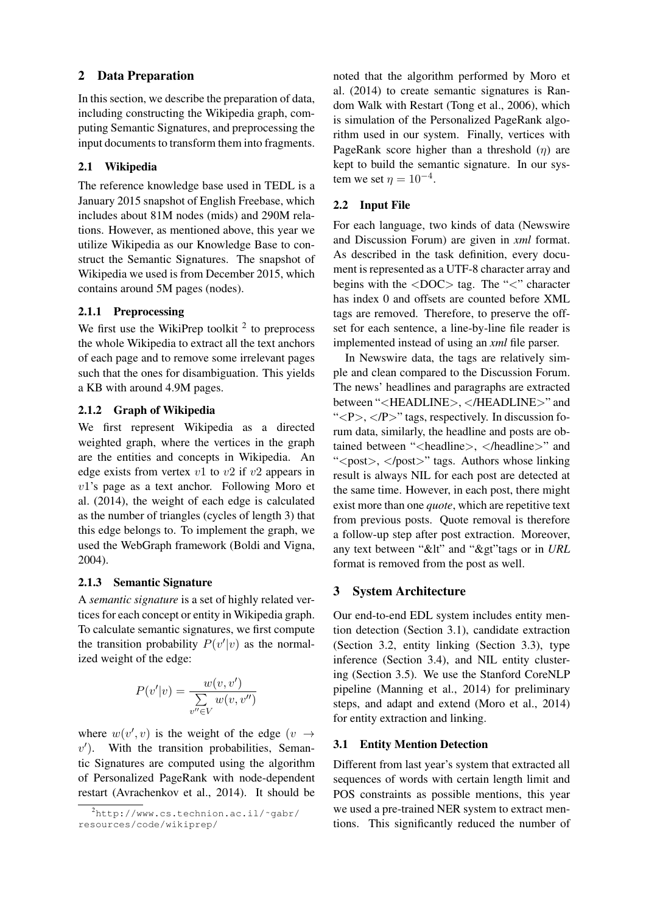## 2 Data Preparation

In this section, we describe the preparation of data, including constructing the Wikipedia graph, computing Semantic Signatures, and preprocessing the input documents to transform them into fragments.

### 2.1 Wikipedia

The reference knowledge base used in TEDL is a January 2015 snapshot of English Freebase, which includes about 81M nodes (mids) and 290M relations. However, as mentioned above, this year we utilize Wikipedia as our Knowledge Base to construct the Semantic Signatures. The snapshot of Wikipedia we used is from December 2015, which contains around 5M pages (nodes).

#### 2.1.1 Preprocessing

We first use the WikiPrep toolkit [2] to preprocess the whole Wikipedia to extract all the text anchors of each page and to remove some irrelevant pages such that the ones for disambiguation. This yields a KB with around 4.9M pages.

#### 2.1.2 Graph of Wikipedia

We first represent Wikipedia as a directed weighted graph, where the vertices in the graph are the entities and concepts in Wikipedia. An edge exists from vertex $v1$ to $v2$ if $v2$ appears in $v1$'s page as a text anchor. Following Moro et al. (2014), the weight of each edge is calculated as the number of triangles (cycles of length 3) that this edge belongs to. To implement the graph, we used the WebGraph framework (Boldi and Vigna, 2004).

#### 2.1.3 Semantic Signature

A *semantic signature* is a set of highly related vertices for each concept or entity in Wikipedia graph. To calculate semantic signatures, we first compute the transition probability $P(v'|v)$ as the normalized weight of the edge:

$$P(v'|v) = \frac{w(v, v')}{\sum_{v'' \in V} w(v, v'')}$$

where $w(v', v)$ is the weight of the edge ($v \rightarrow v'$). With the transition probabilities, Semantic Signatures are computed using the algorithm of Personalized PageRank with node-dependent restart (Avrachenkov et al., 2014). It should be noted that the algorithm performed by Moro et al. (2014) to create semantic signatures is Random Walk with Restart (Tong et al., 2006), which is simulation of the Personalized PageRank algorithm used in our system. Finally, vertices with PageRank score higher than a threshold ($\eta$) are kept to build the semantic signature. In our system we set $\eta = 10^{-4}$.

[2] http://www.cs.technion.ac.il/~gabr/resources/code/wikiprep/

### 2.2 Input File

For each language, two kinds of data (Newswire and Discussion Forum) are given in *xml* format. As described in the task definition, every document is represented as a UTF-8 character array and begins with the <DOC> tag. The "<" character has index 0 and offsets are counted before XML tags are removed. Therefore, to preserve the offset for each sentence, a line-by-line file reader is implemented instead of using an *xml* file parser.

In Newswire data, the tags are relatively simple and clean compared to the Discussion Forum. The news' headlines and paragraphs are extracted between "<HEADLINE>, </HEADLINE>" and "<P>, </P>" tags, respectively. In discussion forum data, similarly, the headline and posts are obtained between "<headline>, </headline>" and "<post>, </post>" tags. Authors whose linking result is always NIL for each post are detected at the same time. However, in each post, there might exist more than one *quote*, which are repetitive text from previous posts. Quote removal is therefore a follow-up step after post extraction. Moreover, any text between "&lt" and "&gt"tags or in *URL* format is removed from the post as well.

## 3 System Architecture

Our end-to-end EDL system includes entity mention detection (Section 3.1), candidate extraction (Section 3.2, entity linking (Section 3.3), type inference (Section 3.4), and NIL entity clustering (Section 3.5). We use the Stanford CoreNLP pipeline (Manning et al., 2014) for preliminary steps, and adapt and extend (Moro et al., 2014) for entity extraction and linking.

### 3.1 Entity Mention Detection

Different from last year's system that extracted all sequences of words with certain length limit and POS constraints as possible mentions, this year we used a pre-trained NER system to extract mentions. This significantly reduced the number of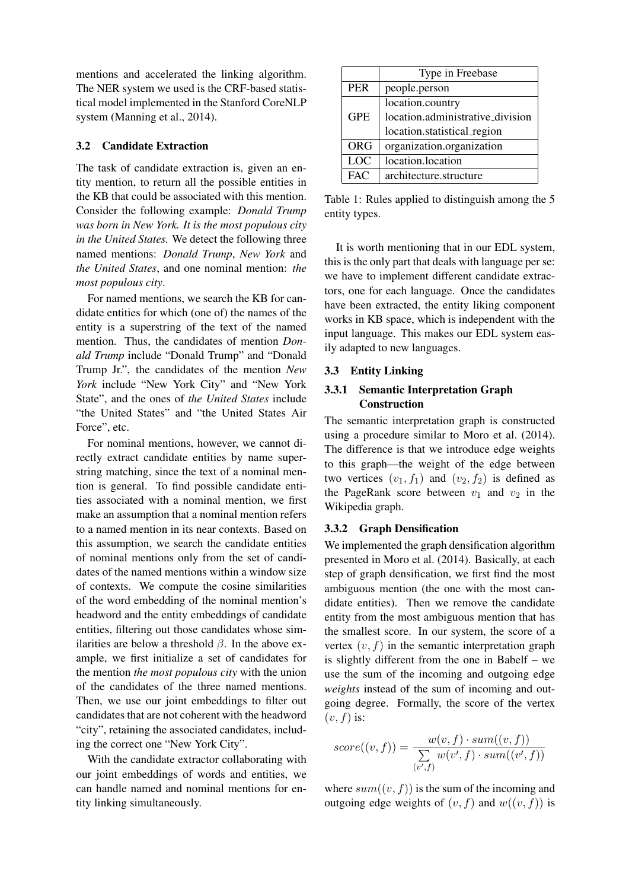mentions and accelerated the linking algorithm. The NER system we used is the CRF-based statistical model implemented in the Stanford CoreNLP system (Manning et al., 2014).

### 3.2 Candidate Extraction

The task of candidate extraction is, given an entity mention, to return all the possible entities in the KB that could be associated with this mention. Consider the following example: *Donald Trump was born in New York. It is the most populous city in the United States.* We detect the following three named mentions: *Donald Trump*, *New York* and *the United States*, and one nominal mention: *the most populous city*.

For named mentions, we search the KB for candidate entities for which (one of) the names of the entity is a superstring of the text of the named mention. Thus, the candidates of mention *Donald Trump* include "Donald Trump" and "Donald Trump Jr.", the candidates of the mention *New York* include "New York City" and "New York State", and the ones of *the United States* include "the United States" and "the United States Air Force", etc.

For nominal mentions, however, we cannot directly extract candidate entities by name superstring matching, since the text of a nominal mention is general. To find possible candidate entities associated with a nominal mention, we first make an assumption that a nominal mention refers to a named mention in its near contexts. Based on this assumption, we search the candidate entities of nominal mentions only from the set of candidates of the named mentions within a window size of contexts. We compute the cosine similarities of the word embedding of the nominal mention's headword and the entity embeddings of candidate entities, filtering out those candidates whose similarities are below a threshold $\beta$. In the above example, we first initialize a set of candidates for the mention *the most populous city* with the union of the candidates of the three named mentions. Then, we use our joint embeddings to filter out candidates that are not coherent with the headword "city", retaining the associated candidates, including the correct one "New York City".

With the candidate extractor collaborating with our joint embeddings of words and entities, we can handle named and nominal mentions for entity linking simultaneously.

| | Type in Freebase |
|---|---|
| PER | people.person |
| GPE | location.country<br>location.administrative_division<br>location.statistical_region |
| ORG | organization.organization |
| LOC | location.location |
| FAC | architecture.structure |

Table 1: Rules applied to distinguish among the 5 entity types.

It is worth mentioning that in our EDL system, this is the only part that deals with language per se: we have to implement different candidate extractors, one for each language. Once the candidates have been extracted, the entity liking component works in KB space, which is independent with the input language. This makes our EDL system easily adapted to new languages.

### 3.3 Entity Linking

#### 3.3.1 Semantic Interpretation Graph Construction

The semantic interpretation graph is constructed using a procedure similar to Moro et al. (2014). The difference is that we introduce edge weights to this graph—the weight of the edge between two vertices $(v_1, f_1)$ and $(v_2, f_2)$ is defined as the PageRank score between $v_1$ and $v_2$ in the Wikipedia graph.

#### 3.3.2 Graph Densification

We implemented the graph densification algorithm presented in Moro et al. (2014). Basically, at each step of graph densification, we first find the most ambiguous mention (the one with the most candidate entities). Then we remove the candidate entity from the most ambiguous mention that has the smallest score. In our system, the score of a vertex $(v, f)$ in the semantic interpretation graph is slightly different from the one in Babelf – we use the sum of the incoming and outgoing edge *weights* instead of the sum of incoming and outgoing degree. Formally, the score of the vertex $(v, f)$ is:

$$score((v, f)) = \frac{w(v, f) \cdot sum((v, f))}{\sum\limits_{(v', f)} w(v', f) \cdot sum((v', f))}$$

where $sum((v, f))$ is the sum of the incoming and outgoing edge weights of $(v, f)$ and $w((v, f))$ is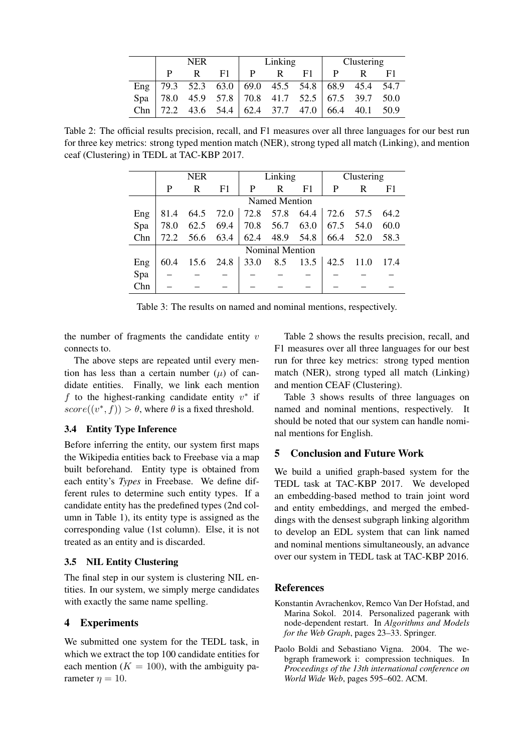| | NER | | | Linking | | | Clustering | | |
|---|---|---|---|---|---|---|---|---|---|
| | P | R | F1 | P | R | F1 | P | R | F1 |
| Eng | 79.3 | 52.3 | 63.0 | 69.0 | 45.5 | 54.8 | 68.9 | 45.4 | 54.7 |
| Spa | 78.0 | 45.9 | 57.8 | 70.8 | 41.7 | 52.5 | 67.5 | 39.7 | 50.0 |
| Chn | 72.2 | 43.6 | 54.4 | 62.4 | 37.7 | 47.0 | 66.4 | 40.1 | 50.9 |

Table 2: The official results precision, recall, and F1 measures over all three languages for our best run for three key metrics: strong typed mention match (NER), strong typed all match (Linking), and mention ceaf (Clustering) in TEDL at TAC-KBP 2017.

| | NER | | | Linking | | | Clustering | | |
|---|---|---|---|---|---|---|---|---|---|
| | P | R | F1 | P | R | F1 | P | R | F1 |
| | Named Mention | | | | | | | | |
| Eng | 81.4 | 64.5 | 72.0 | 72.8 | 57.8 | 64.4 | 72.6 | 57.5 | 64.2 |
| Spa | 78.0 | 62.5 | 69.4 | 70.8 | 56.7 | 63.0 | 67.5 | 54.0 | 60.0 |
| Chn | 72.2 | 56.6 | 63.4 | 62.4 | 48.9 | 54.8 | 66.4 | 52.0 | 58.3 |
| | Nominal Mention | | | | | | | | |
| Eng | 60.4 | 15.6 | 24.8 | 33.0 | 8.5 | 13.5 | 42.5 | 11.0 | 17.4 |
| Spa | – | – | – | – | – | – | – | – | – |
| Chn | – | – | – | – | – | – | – | – | – |

Table 3: The results on named and nominal mentions, respectively.

the number of fragments the candidate entity $v$ connects to.

The above steps are repeated until every mention has less than a certain number ($\mu$) of candidate entities. Finally, we link each mention $f$ to the highest-ranking candidate entity $v^*$ if $score((v^*, f)) > \theta$, where $\theta$ is a fixed threshold.

### 3.4 Entity Type Inference

Before inferring the entity, our system first maps the Wikipedia entities back to Freebase via a map built beforehand. Entity type is obtained from each entity's *Types* in Freebase. We define different rules to determine such entity types. If a candidate entity has the predefined types (2nd column in Table 1), its entity type is assigned as the corresponding value (1st column). Else, it is not treated as an entity and is discarded.

### 3.5 NIL Entity Clustering

The final step in our system is clustering NIL entities. In our system, we simply merge candidates with exactly the same name spelling.

## 4 Experiments

We submitted one system for the TEDL task, in which we extract the top 100 candidate entities for each mention ($K = 100$), with the ambiguity parameter $\eta = 10$.

Table 2 shows the results precision, recall, and F1 measures over all three languages for our best run for three key metrics: strong typed mention match (NER), strong typed all match (Linking) and mention CEAF (Clustering).

Table 3 shows results of three languages on named and nominal mentions, respectively. It should be noted that our system can handle nominal mentions for English.

## 5 Conclusion and Future Work

We build a unified graph-based system for the TEDL task at TAC-KBP 2017. We developed an embedding-based method to train joint word and entity embeddings, and merged the embeddings with the densest subgraph linking algorithm to develop an EDL system that can link named and nominal mentions simultaneously, an advance over our system in TEDL task at TAC-KBP 2016.

## References

Konstantin Avrachenkov, Remco Van Der Hofstad, and Marina Sokol. 2014. Personalized pagerank with node-dependent restart. In *Algorithms and Models for the Web Graph*, pages 23–33. Springer.

Paolo Boldi and Sebastiano Vigna. 2004. The webgraph framework i: compression techniques. In *Proceedings of the 13th international conference on World Wide Web*, pages 595–602. ACM.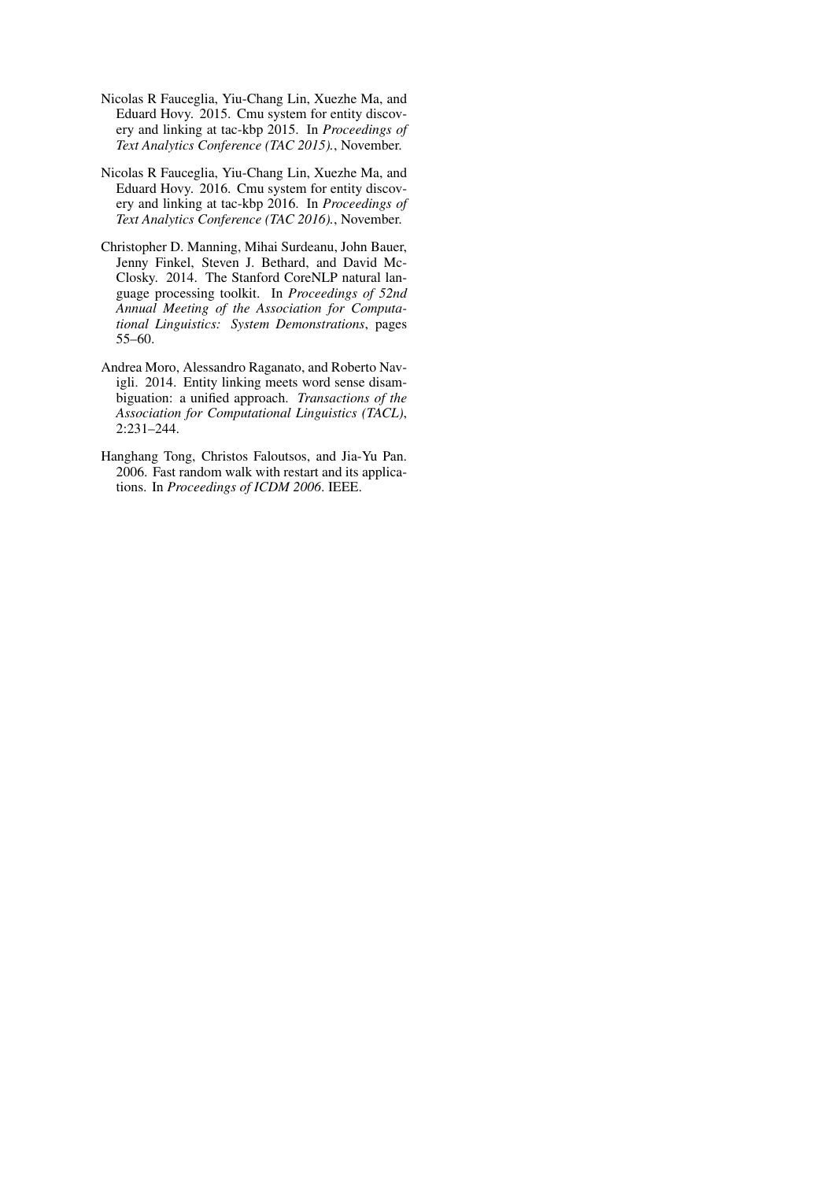Nicolas R Fauceglia, Yiu-Chang Lin, Xuezhe Ma, and Eduard Hovy. 2015. Cmu system for entity discovery and linking at tac-kbp 2015. In *Proceedings of Text Analytics Conference (TAC 2015).*, November.

Nicolas R Fauceglia, Yiu-Chang Lin, Xuezhe Ma, and Eduard Hovy. 2016. Cmu system for entity discovery and linking at tac-kbp 2016. In *Proceedings of Text Analytics Conference (TAC 2016).*, November.

Christopher D. Manning, Mihai Surdeanu, John Bauer, Jenny Finkel, Steven J. Bethard, and David McClosky. 2014. The Stanford CoreNLP natural language processing toolkit. In *Proceedings of 52nd Annual Meeting of the Association for Computational Linguistics: System Demonstrations*, pages 55–60.

Andrea Moro, Alessandro Raganato, and Roberto Navigli. 2014. Entity linking meets word sense disambiguation: a unified approach. *Transactions of the Association for Computational Linguistics (TACL)*, 2:231–244.

Hanghang Tong, Christos Faloutsos, and Jia-Yu Pan. 2006. Fast random walk with restart and its applications. In *Proceedings of ICDM 2006*. IEEE.